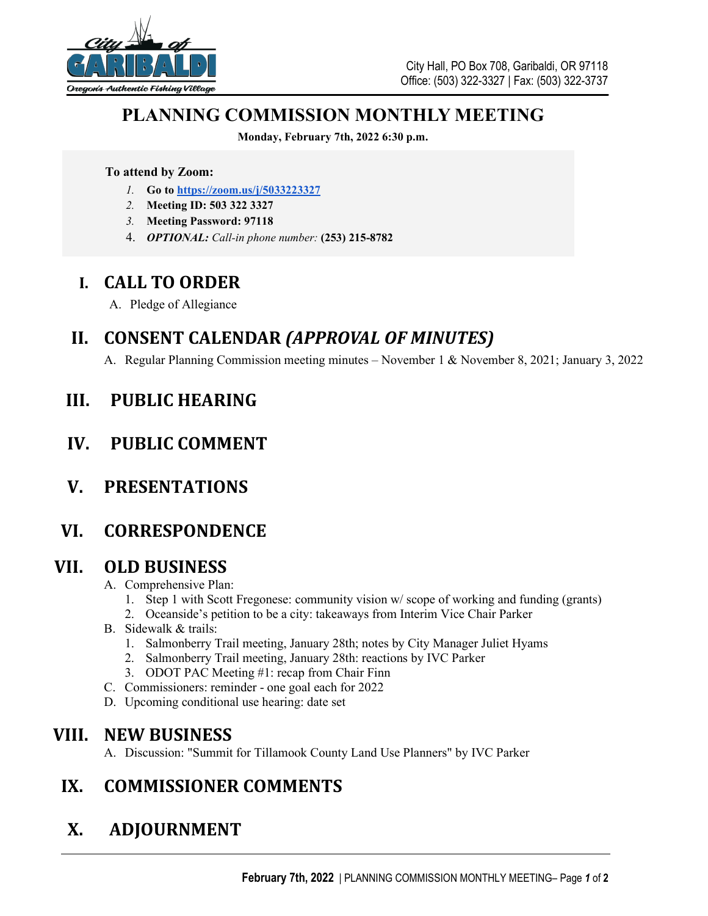City Hall, PO Box 708, Garibaldi, OR 97118
Office: (503) 322-3327 | Fax: (503) 322-3737

# PLANNING COMMISSION MONTHLY MEETING

**Monday, February 7th, 2022 6:30 p.m.**

**To attend by Zoom:**

1. **Go to [https://zoom.us/j/5033223327](https://zoom.us/j/5033223327)**
2. **Meeting ID: 503 322 3327**
3. **Meeting Password: 97118**
4. ***OPTIONAL:*** *Call-in phone number:* **(253) 215-8782**

## I. CALL TO ORDER

A. Pledge of Allegiance

## II. CONSENT CALENDAR *(APPROVAL OF MINUTES)*

A. Regular Planning Commission meeting minutes – November 1 & November 8, 2021; January 3, 2022

## III. PUBLIC HEARING

## IV. PUBLIC COMMENT

## V. PRESENTATIONS

## VI. CORRESPONDENCE

## VII. OLD BUSINESS

A. Comprehensive Plan:
   1. Step 1 with Scott Fregonese: community vision w/ scope of working and funding (grants)
   2. Oceanside's petition to be a city: takeaways from Interim Vice Chair Parker

B. Sidewalk & trails:
   1. Salmonberry Trail meeting, January 28th; notes by City Manager Juliet Hyams
   2. Salmonberry Trail meeting, January 28th: reactions by IVC Parker
   3. ODOT PAC Meeting #1: recap from Chair Finn

C. Commissioners: reminder - one goal each for 2022

D. Upcoming conditional use hearing: date set

## VIII. NEW BUSINESS

A. Discussion: "Summit for Tillamook County Land Use Planners" by IVC Parker

## IX. COMMISSIONER COMMENTS

## X. ADJOURNMENT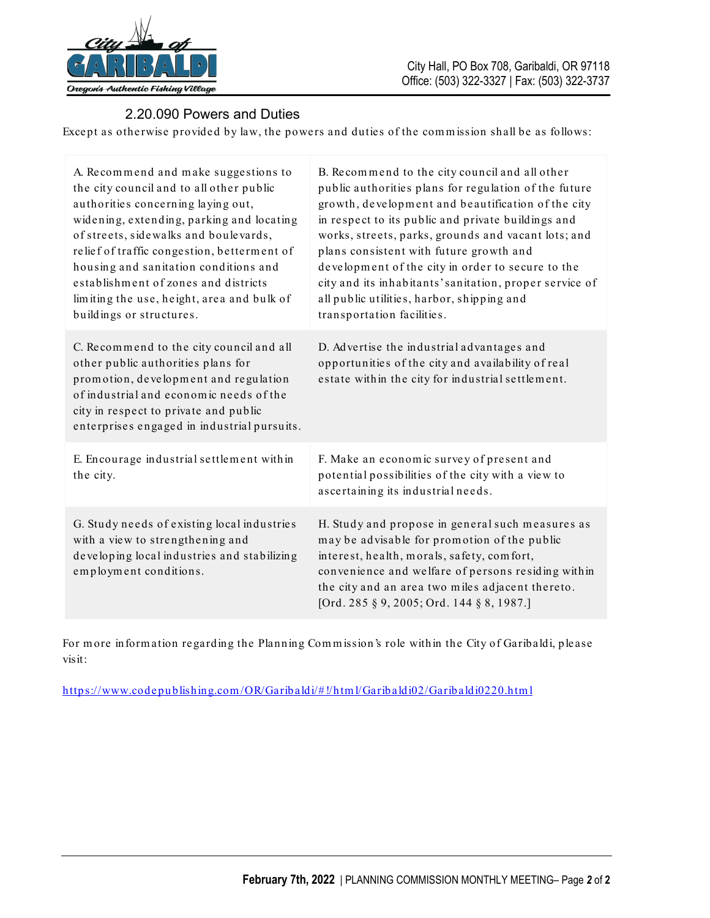## 2.20.090 Powers and Duties

Except as otherwise provided by law, the powers and duties of the commission shall be as follows:

| | |
|---|---|
| A. Recommend and make suggestions to the city council and to all other public authorities concerning laying out, widening, extending, parking and locating of streets, sidewalks and boulevards, relief of traffic congestion, betterment of housing and sanitation conditions and establishment of zones and districts limiting the use, height, area and bulk of buildings or structures. | B. Recommend to the city council and all other public authorities plans for regulation of the future growth, development and beautification of the city in respect to its public and private buildings and works, streets, parks, grounds and vacant lots; and plans consistent with future growth and development of the city in order to secure to the city and its inhabitants' sanitation, proper service of all public utilities, harbor, shipping and transportation facilities. |
| C. Recommend to the city council and all other public authorities plans for promotion, development and regulation of industrial and economic needs of the city in respect to private and public enterprises engaged in industrial pursuits. | D. Advertise the industrial advantages and opportunities of the city and availability of real estate within the city for industrial settlement. |
| E. Encourage industrial settlement within the city. | F. Make an economic survey of present and potential possibilities of the city with a view to ascertaining its industrial needs. |
| G. Study needs of existing local industries with a view to strengthening and developing local industries and stabilizing employment conditions. | H. Study and propose in general such measures as may be advisable for promotion of the public interest, health, morals, safety, comfort, convenience and welfare of persons residing within the city and an area two miles adjacent thereto. [Ord. 285 § 9, 2005; Ord. 144 § 8, 1987.] |

For more information regarding the Planning Commission's role within the City of Garibaldi, please visit:

https://www.codepublishing.com/OR/Garibaldi/#!/html/Garibaldi02/Garibaldi0220.html